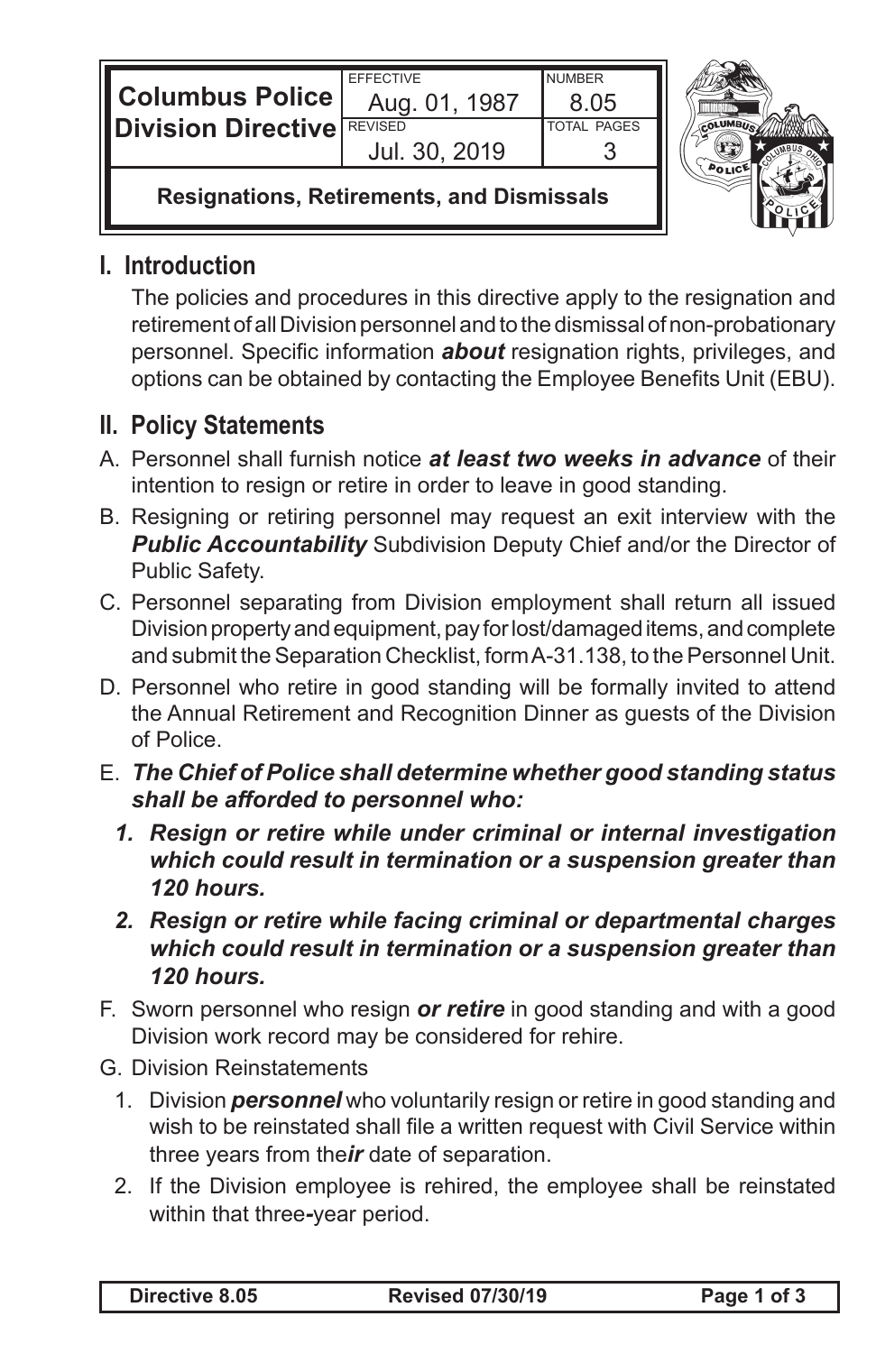| Columbus Police Division Directive | EFFECTIVE Aug. 01, 1987 | NUMBER 8.05 |
|---|---|---|
| | REVISED Jul. 30, 2019 | TOTAL PAGES 3 |

**Resignations, Retirements, and Dismissals**

## I. Introduction

The policies and procedures in this directive apply to the resignation and retirement of all Division personnel and to the dismissal of non-probationary personnel. Specific information ***about*** resignation rights, privileges, and options can be obtained by contacting the Employee Benefits Unit (EBU).

## II. Policy Statements

A. Personnel shall furnish notice ***at least two weeks in advance*** of their intention to resign or retire in order to leave in good standing.

B. Resigning or retiring personnel may request an exit interview with the ***Public Accountability*** Subdivision Deputy Chief and/or the Director of Public Safety.

C. Personnel separating from Division employment shall return all issued Division property and equipment, pay for lost/damaged items, and complete and submit the Separation Checklist, form A-31.138, to the Personnel Unit.

D. Personnel who retire in good standing will be formally invited to attend the Annual Retirement and Recognition Dinner as guests of the Division of Police.

E. ***The Chief of Police shall determine whether good standing status shall be afforded to personnel who:***

   1. ***Resign or retire while under criminal or internal investigation which could result in termination or a suspension greater than 120 hours.***
   2. ***Resign or retire while facing criminal or departmental charges which could result in termination or a suspension greater than 120 hours.***

F. Sworn personnel who resign ***or retire*** in good standing and with a good Division work record may be considered for rehire.

G. Division Reinstatements

   1. Division ***personnel*** who voluntarily resign or retire in good standing and wish to be reinstated shall file a written request with Civil Service within three years from the***ir*** date of separation.
   2. If the Division employee is rehired, the employee shall be reinstated within that three-year period.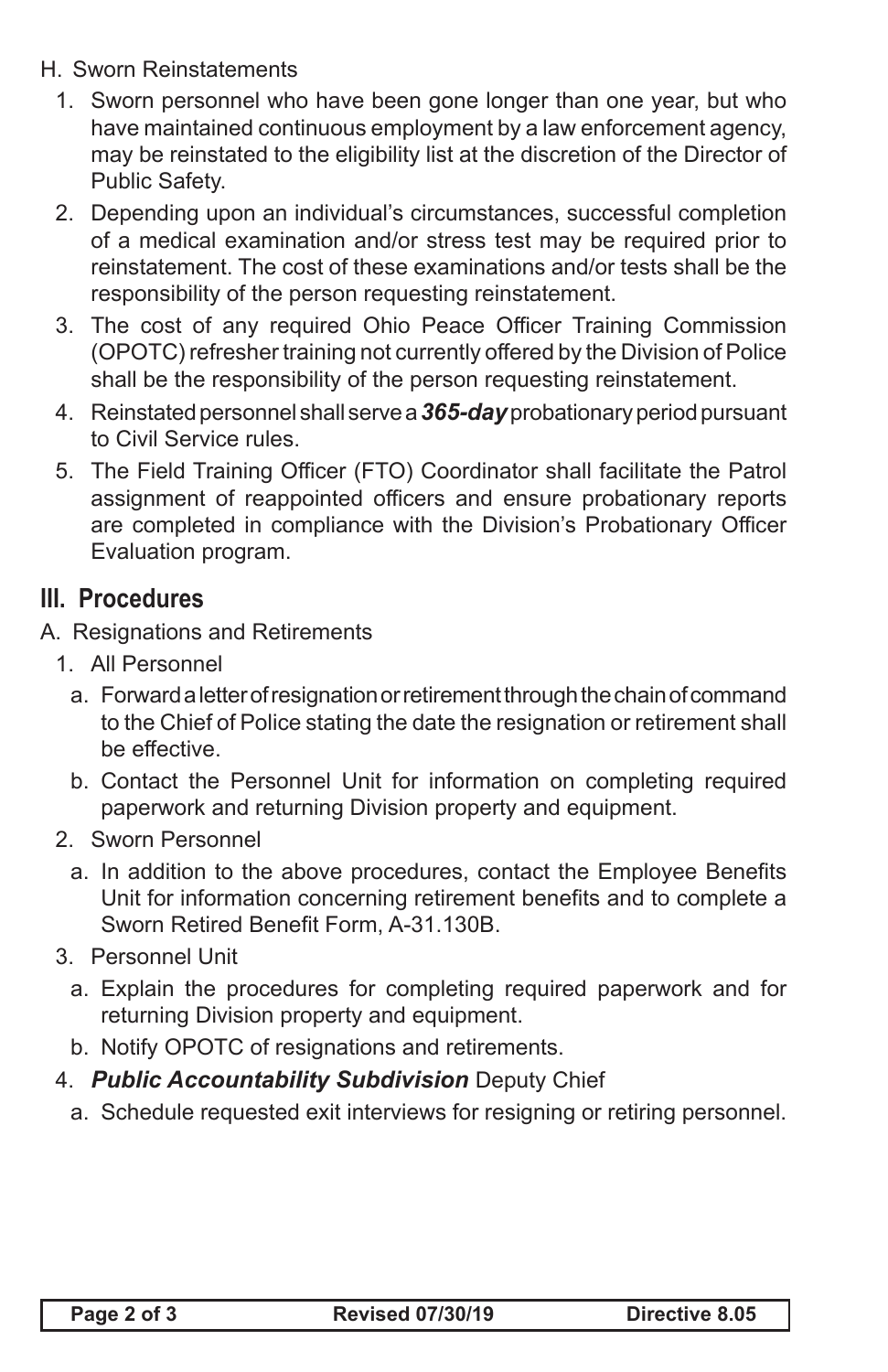H. Sworn Reinstatements

1. Sworn personnel who have been gone longer than one year, but who have maintained continuous employment by a law enforcement agency, may be reinstated to the eligibility list at the discretion of the Director of Public Safety.
2. Depending upon an individual's circumstances, successful completion of a medical examination and/or stress test may be required prior to reinstatement. The cost of these examinations and/or tests shall be the responsibility of the person requesting reinstatement.
3. The cost of any required Ohio Peace Officer Training Commission (OPOTC) refresher training not currently offered by the Division of Police shall be the responsibility of the person requesting reinstatement.
4. Reinstated personnel shall serve a ***365-day*** probationary period pursuant to Civil Service rules.
5. The Field Training Officer (FTO) Coordinator shall facilitate the Patrol assignment of reappointed officers and ensure probationary reports are completed in compliance with the Division's Probationary Officer Evaluation program.

## III. Procedures

A. Resignations and Retirements

1. All Personnel
   a. Forward a letter of resignation or retirement through the chain of command to the Chief of Police stating the date the resignation or retirement shall be effective.
   b. Contact the Personnel Unit for information on completing required paperwork and returning Division property and equipment.
2. Sworn Personnel
   a. In addition to the above procedures, contact the Employee Benefits Unit for information concerning retirement benefits and to complete a Sworn Retired Benefit Form, A-31.130B.
3. Personnel Unit
   a. Explain the procedures for completing required paperwork and for returning Division property and equipment.
   b. Notify OPOTC of resignations and retirements.
4. ***Public Accountability Subdivision*** Deputy Chief
   a. Schedule requested exit interviews for resigning or retiring personnel.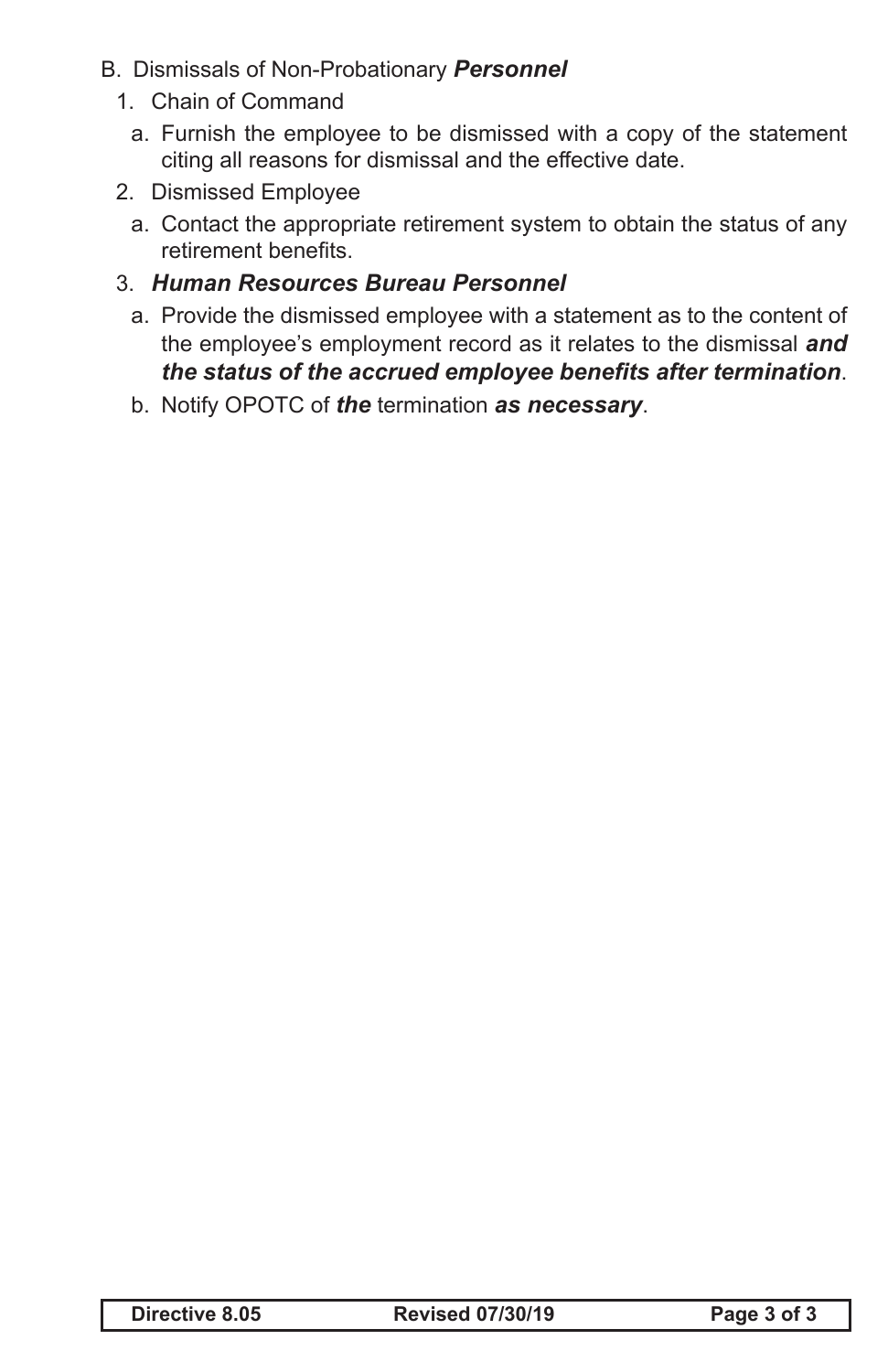B. Dismissals of Non-Probationary ***Personnel***

1. Chain of Command
   a. Furnish the employee to be dismissed with a copy of the statement citing all reasons for dismissal and the effective date.
2. Dismissed Employee
   a. Contact the appropriate retirement system to obtain the status of any retirement benefits.
3. ***Human Resources Bureau Personnel***
   a. Provide the dismissed employee with a statement as to the content of the employee's employment record as it relates to the dismissal ***and the status of the accrued employee benefits after termination***.
   b. Notify OPOTC of ***the*** termination ***as necessary***.